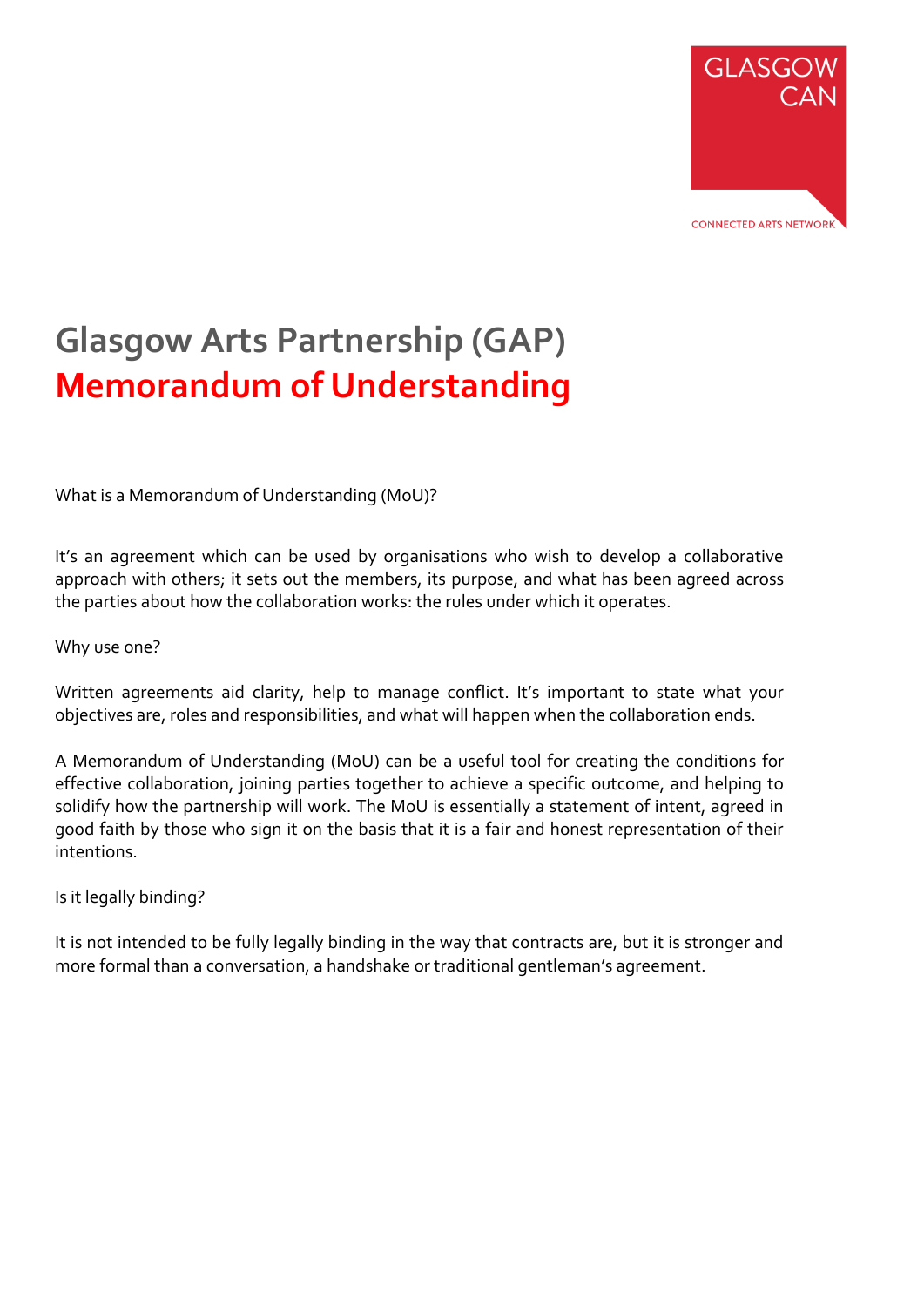GLASGOW CAN

CONNECTED ARTS NETWORK

# Glasgow Arts Partnership (GAP)
# Memorandum of Understanding

What is a Memorandum of Understanding (MoU)?

It's an agreement which can be used by organisations who wish to develop a collaborative approach with others; it sets out the members, its purpose, and what has been agreed across the parties about how the collaboration works: the rules under which it operates.

Why use one?

Written agreements aid clarity, help to manage conflict. It's important to state what your objectives are, roles and responsibilities, and what will happen when the collaboration ends.

A Memorandum of Understanding (MoU) can be a useful tool for creating the conditions for effective collaboration, joining parties together to achieve a specific outcome, and helping to solidify how the partnership will work. The MoU is essentially a statement of intent, agreed in good faith by those who sign it on the basis that it is a fair and honest representation of their intentions.

Is it legally binding?

It is not intended to be fully legally binding in the way that contracts are, but it is stronger and more formal than a conversation, a handshake or traditional gentleman's agreement.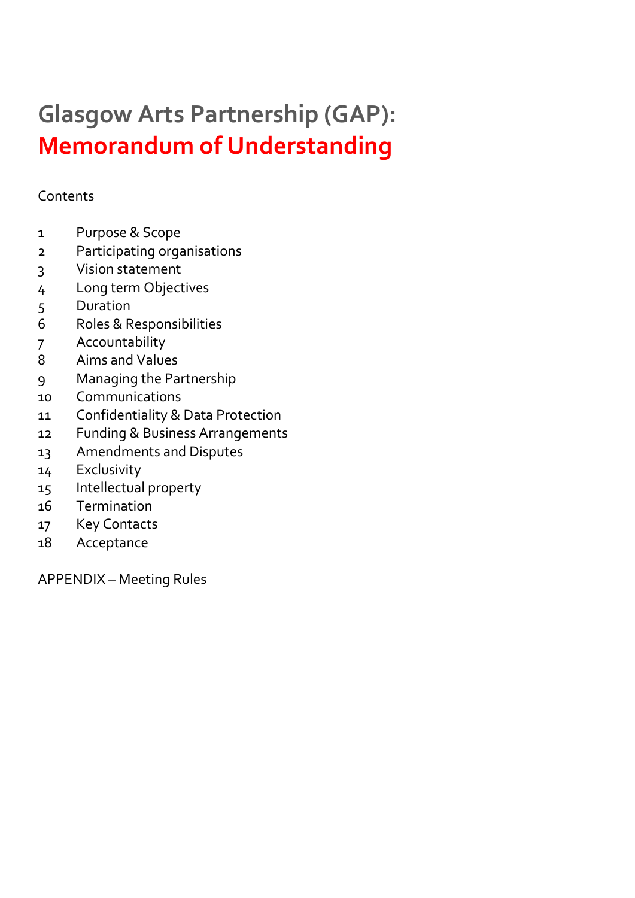# Glasgow Arts Partnership (GAP): Memorandum of Understanding

Contents

1 Purpose & Scope
2 Participating organisations
3 Vision statement
4 Long term Objectives
5 Duration
6 Roles & Responsibilities
7 Accountability
8 Aims and Values
9 Managing the Partnership
10 Communications
11 Confidentiality & Data Protection
12 Funding & Business Arrangements
13 Amendments and Disputes
14 Exclusivity
15 Intellectual property
16 Termination
17 Key Contacts
18 Acceptance

APPENDIX – Meeting Rules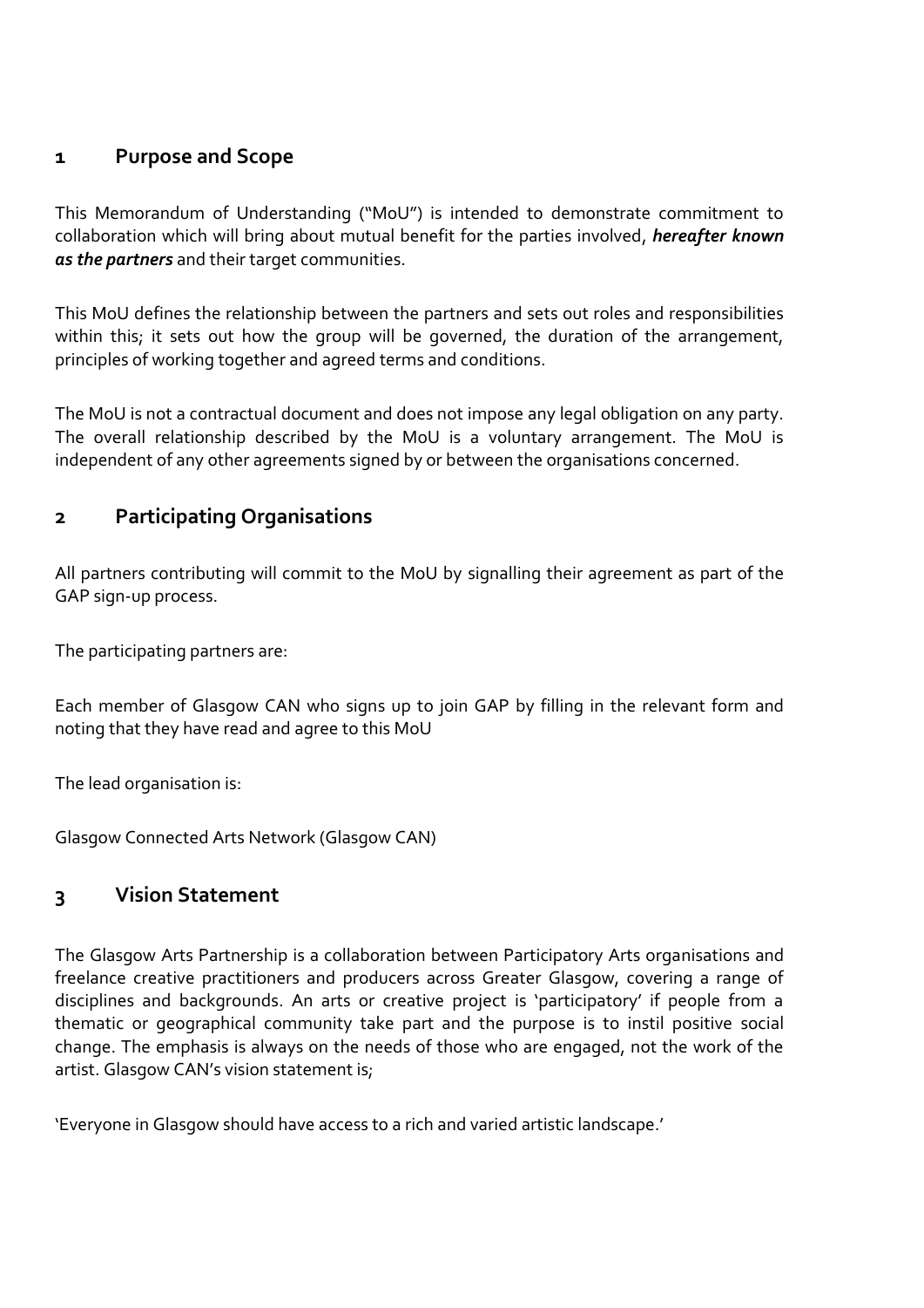## 1 Purpose and Scope

This Memorandum of Understanding ("MoU") is intended to demonstrate commitment to collaboration which will bring about mutual benefit for the parties involved, ***hereafter known as the partners*** and their target communities.

This MoU defines the relationship between the partners and sets out roles and responsibilities within this; it sets out how the group will be governed, the duration of the arrangement, principles of working together and agreed terms and conditions.

The MoU is not a contractual document and does not impose any legal obligation on any party. The overall relationship described by the MoU is a voluntary arrangement. The MoU is independent of any other agreements signed by or between the organisations concerned.

## 2 Participating Organisations

All partners contributing will commit to the MoU by signalling their agreement as part of the GAP sign-up process.

The participating partners are:

Each member of Glasgow CAN who signs up to join GAP by filling in the relevant form and noting that they have read and agree to this MoU

The lead organisation is:

Glasgow Connected Arts Network (Glasgow CAN)

## 3 Vision Statement

The Glasgow Arts Partnership is a collaboration between Participatory Arts organisations and freelance creative practitioners and producers across Greater Glasgow, covering a range of disciplines and backgrounds. An arts or creative project is 'participatory' if people from a thematic or geographical community take part and the purpose is to instil positive social change. The emphasis is always on the needs of those who are engaged, not the work of the artist. Glasgow CAN's vision statement is;

'Everyone in Glasgow should have access to a rich and varied artistic landscape.'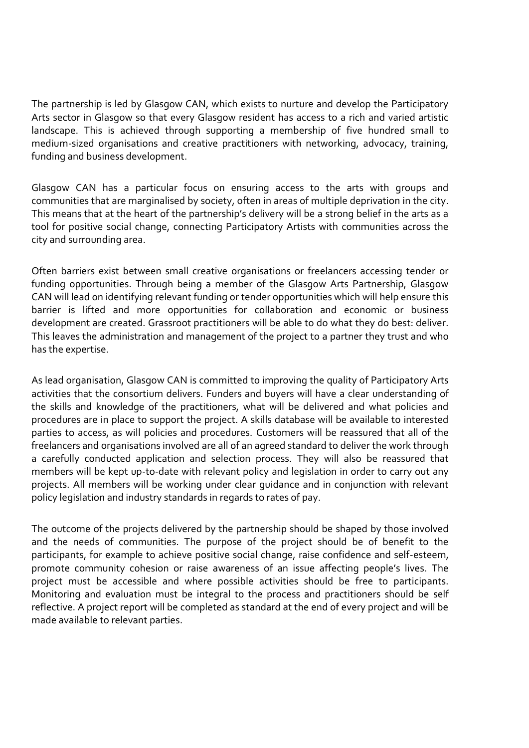The partnership is led by Glasgow CAN, which exists to nurture and develop the Participatory Arts sector in Glasgow so that every Glasgow resident has access to a rich and varied artistic landscape. This is achieved through supporting a membership of five hundred small to medium-sized organisations and creative practitioners with networking, advocacy, training, funding and business development.

Glasgow CAN has a particular focus on ensuring access to the arts with groups and communities that are marginalised by society, often in areas of multiple deprivation in the city. This means that at the heart of the partnership's delivery will be a strong belief in the arts as a tool for positive social change, connecting Participatory Artists with communities across the city and surrounding area.

Often barriers exist between small creative organisations or freelancers accessing tender or funding opportunities. Through being a member of the Glasgow Arts Partnership, Glasgow CAN will lead on identifying relevant funding or tender opportunities which will help ensure this barrier is lifted and more opportunities for collaboration and economic or business development are created. Grassroot practitioners will be able to do what they do best: deliver. This leaves the administration and management of the project to a partner they trust and who has the expertise.

As lead organisation, Glasgow CAN is committed to improving the quality of Participatory Arts activities that the consortium delivers. Funders and buyers will have a clear understanding of the skills and knowledge of the practitioners, what will be delivered and what policies and procedures are in place to support the project. A skills database will be available to interested parties to access, as will policies and procedures. Customers will be reassured that all of the freelancers and organisations involved are all of an agreed standard to deliver the work through a carefully conducted application and selection process. They will also be reassured that members will be kept up-to-date with relevant policy and legislation in order to carry out any projects. All members will be working under clear guidance and in conjunction with relevant policy legislation and industry standards in regards to rates of pay.

The outcome of the projects delivered by the partnership should be shaped by those involved and the needs of communities. The purpose of the project should be of benefit to the participants, for example to achieve positive social change, raise confidence and self-esteem, promote community cohesion or raise awareness of an issue affecting people's lives. The project must be accessible and where possible activities should be free to participants. Monitoring and evaluation must be integral to the process and practitioners should be self reflective. A project report will be completed as standard at the end of every project and will be made available to relevant parties.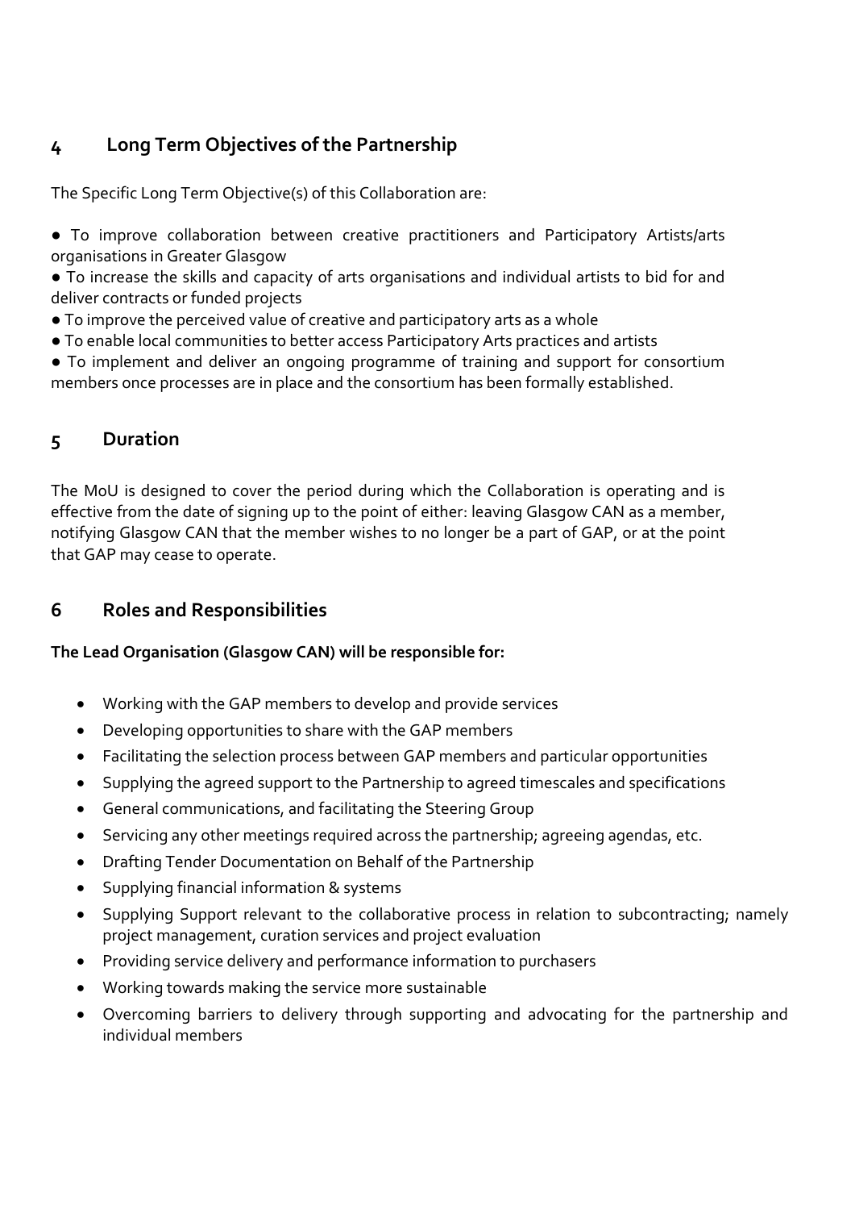## 4 Long Term Objectives of the Partnership

The Specific Long Term Objective(s) of this Collaboration are:

- To improve collaboration between creative practitioners and Participatory Artists/arts organisations in Greater Glasgow
- To increase the skills and capacity of arts organisations and individual artists to bid for and deliver contracts or funded projects
- To improve the perceived value of creative and participatory arts as a whole
- To enable local communities to better access Participatory Arts practices and artists
- To implement and deliver an ongoing programme of training and support for consortium members once processes are in place and the consortium has been formally established.

## 5 Duration

The MoU is designed to cover the period during which the Collaboration is operating and is effective from the date of signing up to the point of either: leaving Glasgow CAN as a member, notifying Glasgow CAN that the member wishes to no longer be a part of GAP, or at the point that GAP may cease to operate.

## 6 Roles and Responsibilities

**The Lead Organisation (Glasgow CAN) will be responsible for:**

- Working with the GAP members to develop and provide services
- Developing opportunities to share with the GAP members
- Facilitating the selection process between GAP members and particular opportunities
- Supplying the agreed support to the Partnership to agreed timescales and specifications
- General communications, and facilitating the Steering Group
- Servicing any other meetings required across the partnership; agreeing agendas, etc.
- Drafting Tender Documentation on Behalf of the Partnership
- Supplying financial information & systems
- Supplying Support relevant to the collaborative process in relation to subcontracting; namely project management, curation services and project evaluation
- Providing service delivery and performance information to purchasers
- Working towards making the service more sustainable
- Overcoming barriers to delivery through supporting and advocating for the partnership and individual members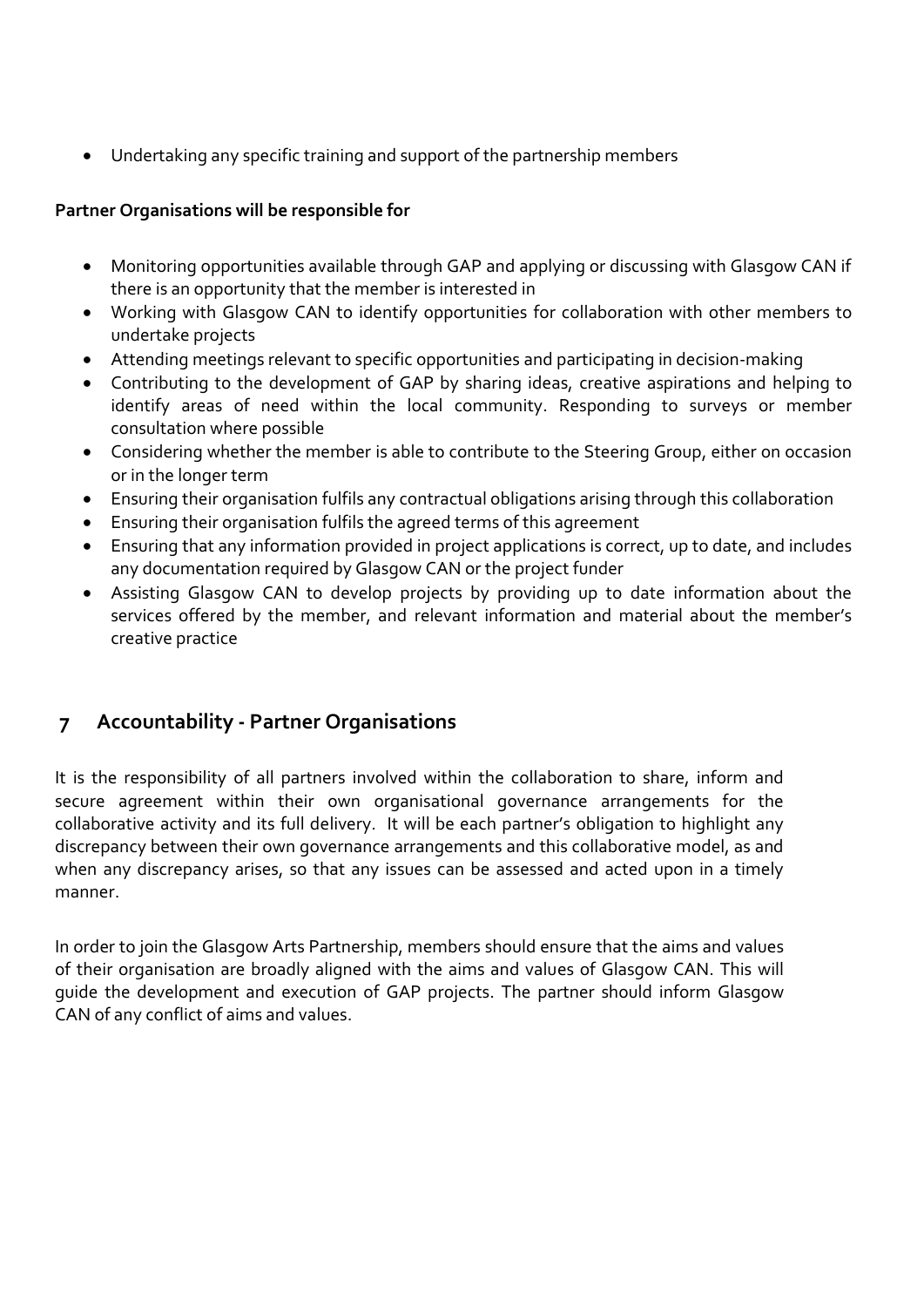- Undertaking any specific training and support of the partnership members

**Partner Organisations will be responsible for**

- Monitoring opportunities available through GAP and applying or discussing with Glasgow CAN if there is an opportunity that the member is interested in
- Working with Glasgow CAN to identify opportunities for collaboration with other members to undertake projects
- Attending meetings relevant to specific opportunities and participating in decision-making
- Contributing to the development of GAP by sharing ideas, creative aspirations and helping to identify areas of need within the local community. Responding to surveys or member consultation where possible
- Considering whether the member is able to contribute to the Steering Group, either on occasion or in the longer term
- Ensuring their organisation fulfils any contractual obligations arising through this collaboration
- Ensuring their organisation fulfils the agreed terms of this agreement
- Ensuring that any information provided in project applications is correct, up to date, and includes any documentation required by Glasgow CAN or the project funder
- Assisting Glasgow CAN to develop projects by providing up to date information about the services offered by the member, and relevant information and material about the member's creative practice

## 7 Accountability - Partner Organisations

It is the responsibility of all partners involved within the collaboration to share, inform and secure agreement within their own organisational governance arrangements for the collaborative activity and its full delivery. It will be each partner's obligation to highlight any discrepancy between their own governance arrangements and this collaborative model, as and when any discrepancy arises, so that any issues can be assessed and acted upon in a timely manner.

In order to join the Glasgow Arts Partnership, members should ensure that the aims and values of their organisation are broadly aligned with the aims and values of Glasgow CAN. This will guide the development and execution of GAP projects. The partner should inform Glasgow CAN of any conflict of aims and values.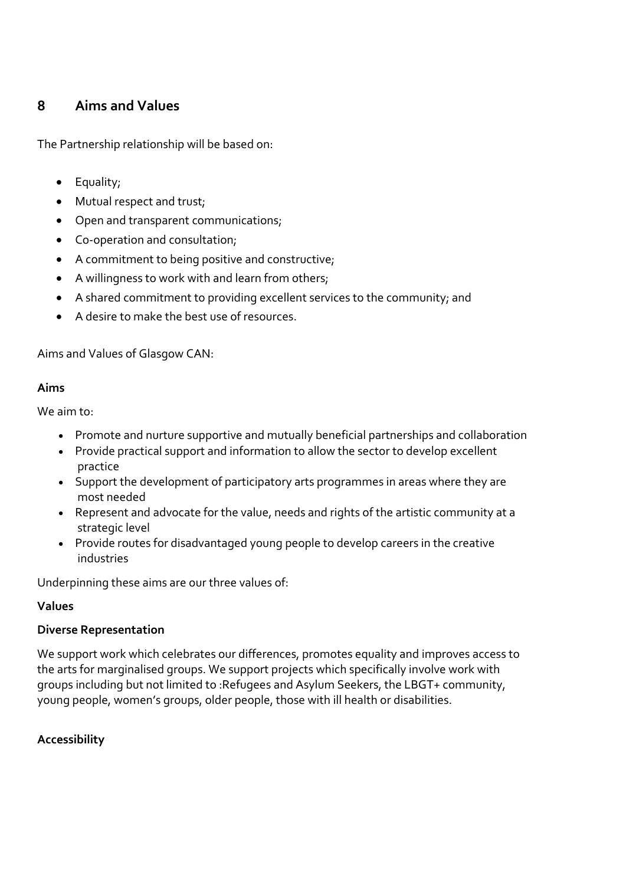## 8 Aims and Values

The Partnership relationship will be based on:

- Equality;
- Mutual respect and trust;
- Open and transparent communications;
- Co-operation and consultation;
- A commitment to being positive and constructive;
- A willingness to work with and learn from others;
- A shared commitment to providing excellent services to the community; and
- A desire to make the best use of resources.

Aims and Values of Glasgow CAN:

**Aims**

We aim to:

- Promote and nurture supportive and mutually beneficial partnerships and collaboration
- Provide practical support and information to allow the sector to develop excellent practice
- Support the development of participatory arts programmes in areas where they are most needed
- Represent and advocate for the value, needs and rights of the artistic community at a strategic level
- Provide routes for disadvantaged young people to develop careers in the creative industries

Underpinning these aims are our three values of:

**Values**

**Diverse Representation**

We support work which celebrates our differences, promotes equality and improves access to the arts for marginalised groups. We support projects which specifically involve work with groups including but not limited to :Refugees and Asylum Seekers, the LBGT+ community, young people, women's groups, older people, those with ill health or disabilities.

**Accessibility**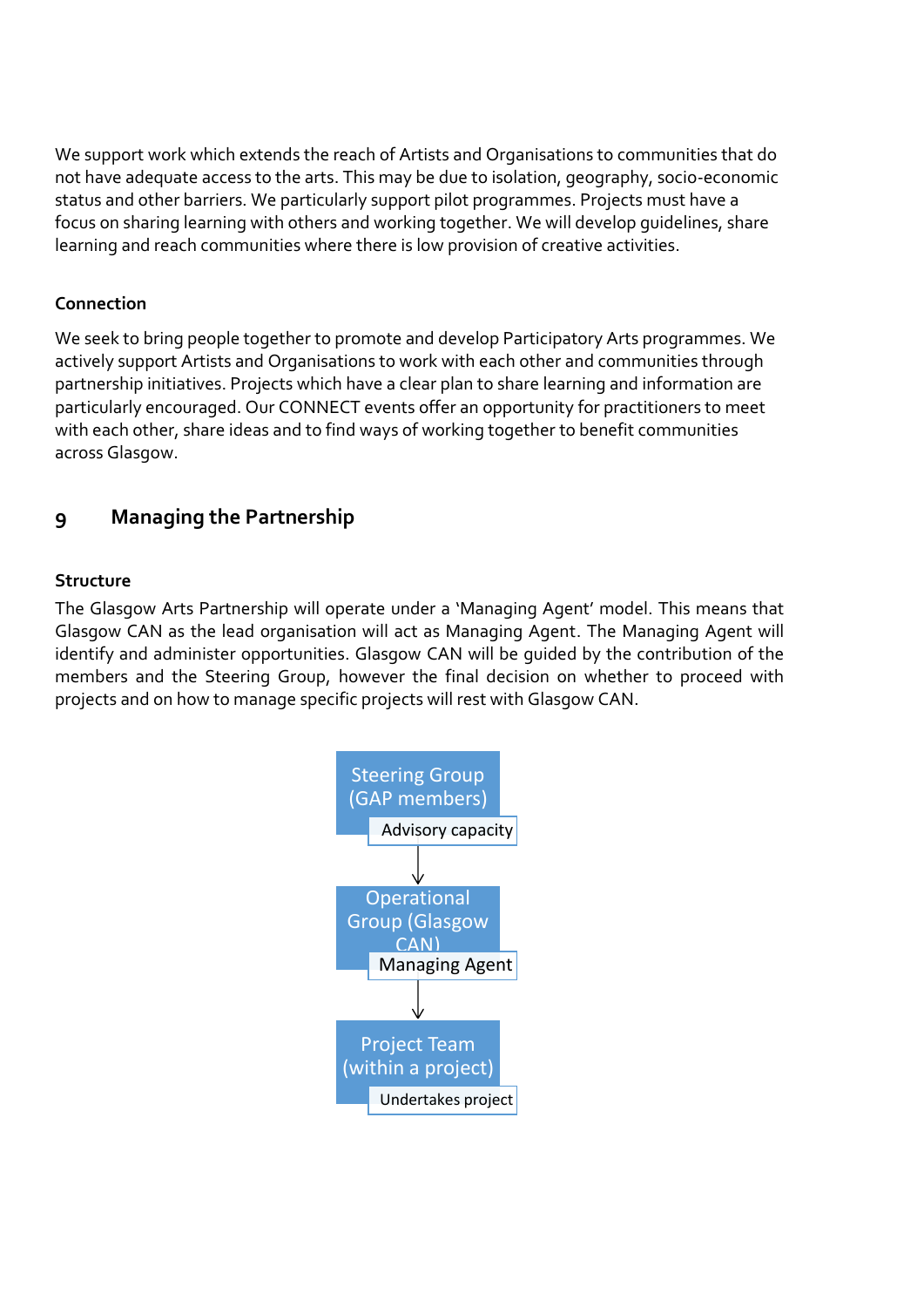We support work which extends the reach of Artists and Organisations to communities that do not have adequate access to the arts. This may be due to isolation, geography, socio-economic status and other barriers. We particularly support pilot programmes. Projects must have a focus on sharing learning with others and working together. We will develop guidelines, share learning and reach communities where there is low provision of creative activities.

**Connection**

We seek to bring people together to promote and develop Participatory Arts programmes. We actively support Artists and Organisations to work with each other and communities through partnership initiatives. Projects which have a clear plan to share learning and information are particularly encouraged. Our CONNECT events offer an opportunity for practitioners to meet with each other, share ideas and to find ways of working together to benefit communities across Glasgow.

## 9 Managing the Partnership

**Structure**

The Glasgow Arts Partnership will operate under a 'Managing Agent' model. This means that Glasgow CAN as the lead organisation will act as Managing Agent. The Managing Agent will identify and administer opportunities. Glasgow CAN will be guided by the contribution of the members and the Steering Group, however the final decision on whether to proceed with projects and on how to manage specific projects will rest with Glasgow CAN.

Steering Group (GAP members)
Advisory capacity

↓

Operational Group (Glasgow CAN)
Managing Agent

↓

Project Team (within a project)
Undertakes project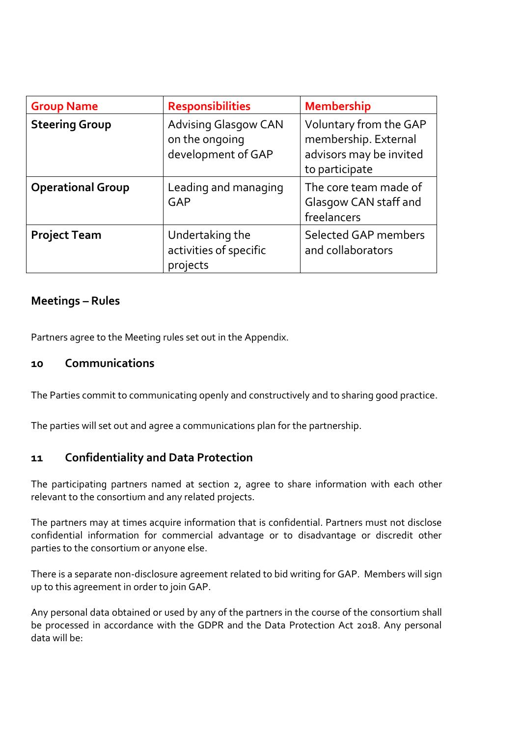| Group Name | Responsibilities | Membership |
| --- | --- | --- |
| **Steering Group** | Advising Glasgow CAN on the ongoing development of GAP | Voluntary from the GAP membership. External advisors may be invited to participate |
| **Operational Group** | Leading and managing GAP | The core team made of Glasgow CAN staff and freelancers |
| **Project Team** | Undertaking the activities of specific projects | Selected GAP members and collaborators |

### Meetings – Rules

Partners agree to the Meeting rules set out in the Appendix.

## 10 Communications

The Parties commit to communicating openly and constructively and to sharing good practice.

The parties will set out and agree a communications plan for the partnership.

## 11 Confidentiality and Data Protection

The participating partners named at section 2, agree to share information with each other relevant to the consortium and any related projects.

The partners may at times acquire information that is confidential. Partners must not disclose confidential information for commercial advantage or to disadvantage or discredit other parties to the consortium or anyone else.

There is a separate non-disclosure agreement related to bid writing for GAP. Members will sign up to this agreement in order to join GAP.

Any personal data obtained or used by any of the partners in the course of the consortium shall be processed in accordance with the GDPR and the Data Protection Act 2018. Any personal data will be: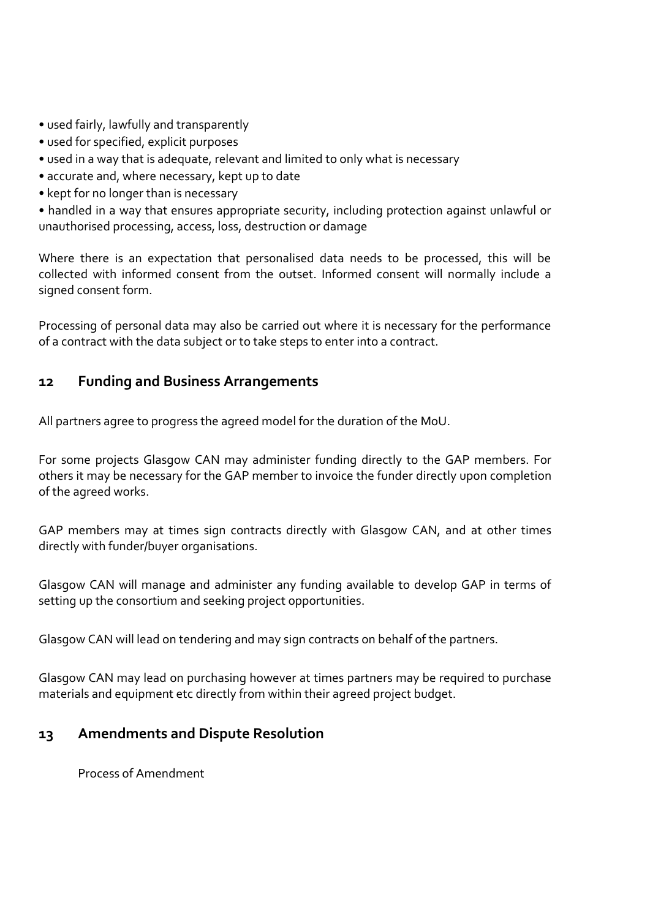- used fairly, lawfully and transparently
- used for specified, explicit purposes
- used in a way that is adequate, relevant and limited to only what is necessary
- accurate and, where necessary, kept up to date
- kept for no longer than is necessary
- handled in a way that ensures appropriate security, including protection against unlawful or unauthorised processing, access, loss, destruction or damage

Where there is an expectation that personalised data needs to be processed, this will be collected with informed consent from the outset. Informed consent will normally include a signed consent form.

Processing of personal data may also be carried out where it is necessary for the performance of a contract with the data subject or to take steps to enter into a contract.

## 12 Funding and Business Arrangements

All partners agree to progress the agreed model for the duration of the MoU.

For some projects Glasgow CAN may administer funding directly to the GAP members. For others it may be necessary for the GAP member to invoice the funder directly upon completion of the agreed works.

GAP members may at times sign contracts directly with Glasgow CAN, and at other times directly with funder/buyer organisations.

Glasgow CAN will manage and administer any funding available to develop GAP in terms of setting up the consortium and seeking project opportunities.

Glasgow CAN will lead on tendering and may sign contracts on behalf of the partners.

Glasgow CAN may lead on purchasing however at times partners may be required to purchase materials and equipment etc directly from within their agreed project budget.

## 13 Amendments and Dispute Resolution

Process of Amendment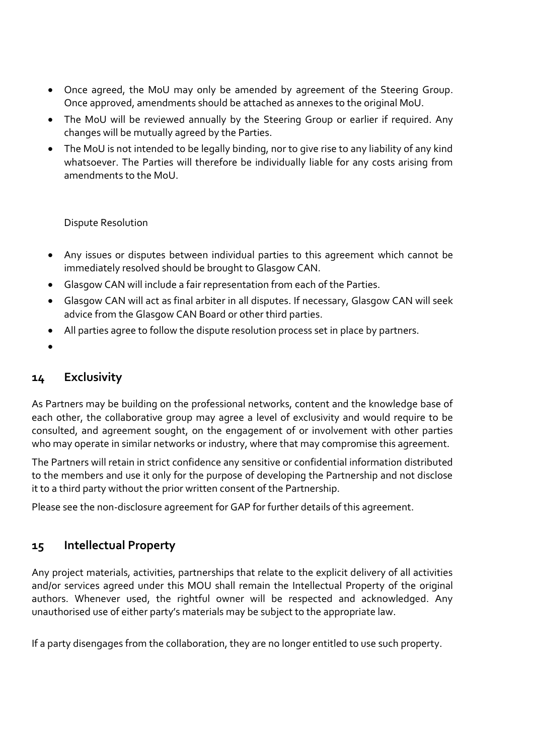- Once agreed, the MoU may only be amended by agreement of the Steering Group. Once approved, amendments should be attached as annexes to the original MoU.
- The MoU will be reviewed annually by the Steering Group or earlier if required. Any changes will be mutually agreed by the Parties.
- The MoU is not intended to be legally binding, nor to give rise to any liability of any kind whatsoever. The Parties will therefore be individually liable for any costs arising from amendments to the MoU.

Dispute Resolution

- Any issues or disputes between individual parties to this agreement which cannot be immediately resolved should be brought to Glasgow CAN.
- Glasgow CAN will include a fair representation from each of the Parties.
- Glasgow CAN will act as final arbiter in all disputes. If necessary, Glasgow CAN will seek advice from the Glasgow CAN Board or other third parties.
- All parties agree to follow the dispute resolution process set in place by partners.

## 14 Exclusivity

As Partners may be building on the professional networks, content and the knowledge base of each other, the collaborative group may agree a level of exclusivity and would require to be consulted, and agreement sought, on the engagement of or involvement with other parties who may operate in similar networks or industry, where that may compromise this agreement.

The Partners will retain in strict confidence any sensitive or confidential information distributed to the members and use it only for the purpose of developing the Partnership and not disclose it to a third party without the prior written consent of the Partnership.

Please see the non-disclosure agreement for GAP for further details of this agreement.

## 15 Intellectual Property

Any project materials, activities, partnerships that relate to the explicit delivery of all activities and/or services agreed under this MOU shall remain the Intellectual Property of the original authors. Whenever used, the rightful owner will be respected and acknowledged. Any unauthorised use of either party's materials may be subject to the appropriate law.

If a party disengages from the collaboration, they are no longer entitled to use such property.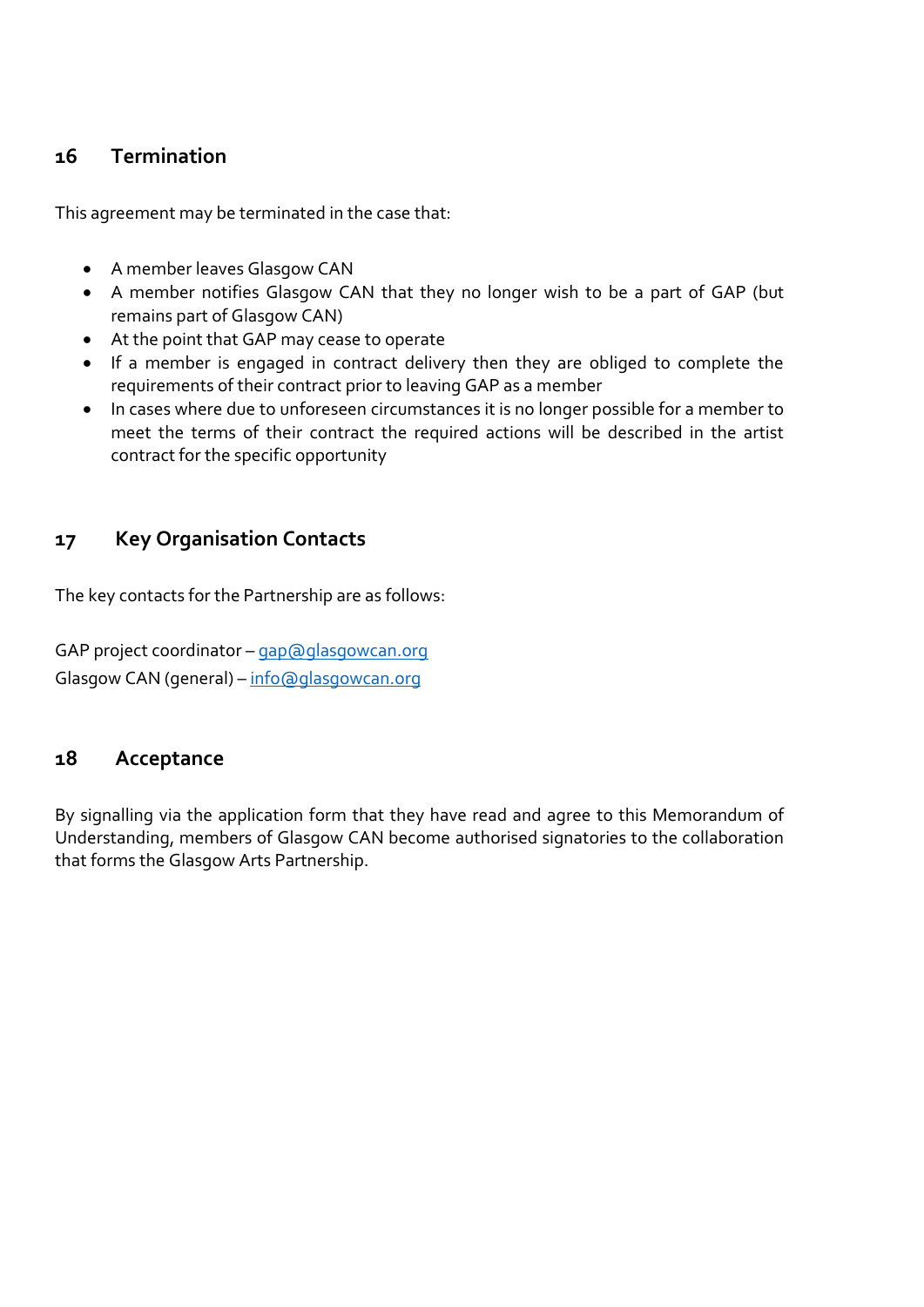## 16 Termination

This agreement may be terminated in the case that:

- A member leaves Glasgow CAN
- A member notifies Glasgow CAN that they no longer wish to be a part of GAP (but remains part of Glasgow CAN)
- At the point that GAP may cease to operate
- If a member is engaged in contract delivery then they are obliged to complete the requirements of their contract prior to leaving GAP as a member
- In cases where due to unforeseen circumstances it is no longer possible for a member to meet the terms of their contract the required actions will be described in the artist contract for the specific opportunity

## 17 Key Organisation Contacts

The key contacts for the Partnership are as follows:

GAP project coordinator – gap@glasgowcan.org
Glasgow CAN (general) – info@glasgowcan.org

## 18 Acceptance

By signalling via the application form that they have read and agree to this Memorandum of Understanding, members of Glasgow CAN become authorised signatories to the collaboration that forms the Glasgow Arts Partnership.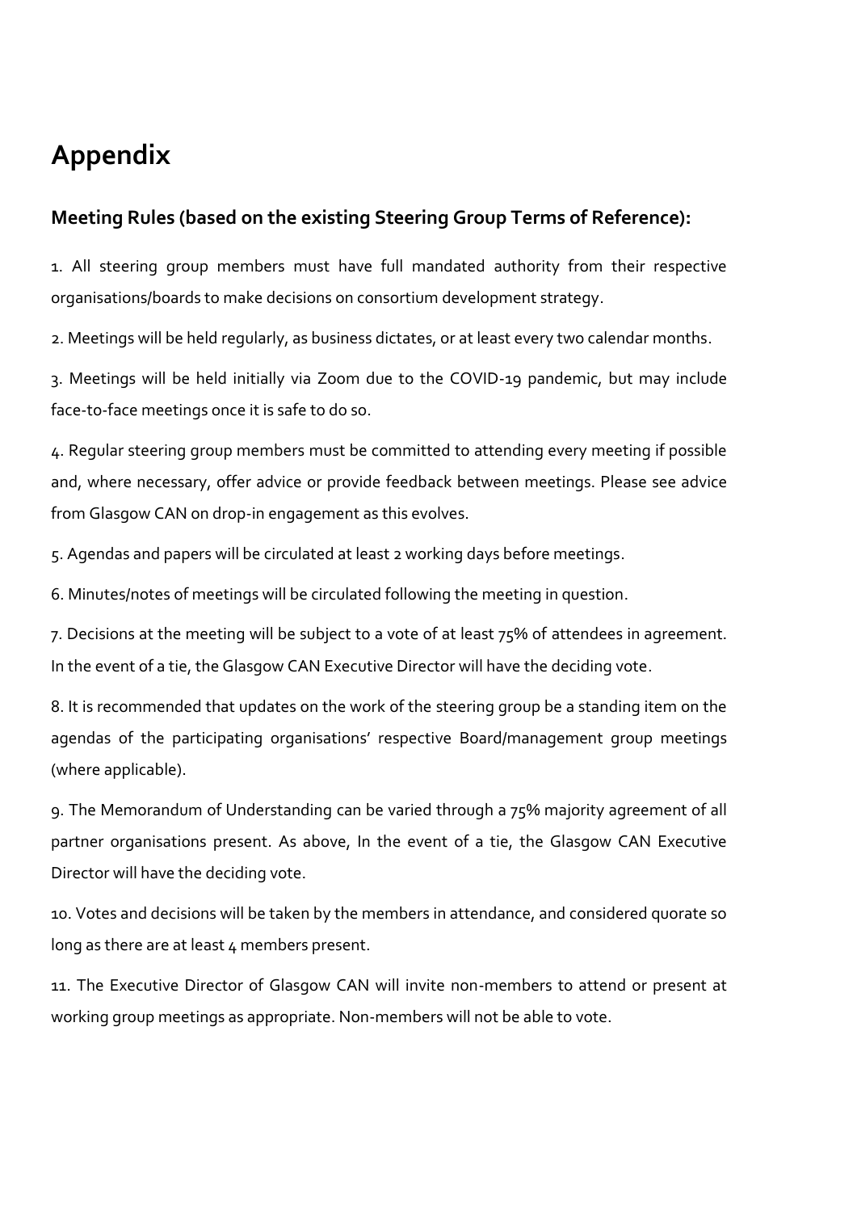# Appendix

## Meeting Rules (based on the existing Steering Group Terms of Reference):

1. All steering group members must have full mandated authority from their respective organisations/boards to make decisions on consortium development strategy.

2. Meetings will be held regularly, as business dictates, or at least every two calendar months.

3. Meetings will be held initially via Zoom due to the COVID-19 pandemic, but may include face-to-face meetings once it is safe to do so.

4. Regular steering group members must be committed to attending every meeting if possible and, where necessary, offer advice or provide feedback between meetings. Please see advice from Glasgow CAN on drop-in engagement as this evolves.

5. Agendas and papers will be circulated at least 2 working days before meetings.

6. Minutes/notes of meetings will be circulated following the meeting in question.

7. Decisions at the meeting will be subject to a vote of at least 75% of attendees in agreement. In the event of a tie, the Glasgow CAN Executive Director will have the deciding vote.

8. It is recommended that updates on the work of the steering group be a standing item on the agendas of the participating organisations' respective Board/management group meetings (where applicable).

9. The Memorandum of Understanding can be varied through a 75% majority agreement of all partner organisations present. As above, In the event of a tie, the Glasgow CAN Executive Director will have the deciding vote.

10. Votes and decisions will be taken by the members in attendance, and considered quorate so long as there are at least 4 members present.

11. The Executive Director of Glasgow CAN will invite non-members to attend or present at working group meetings as appropriate. Non-members will not be able to vote.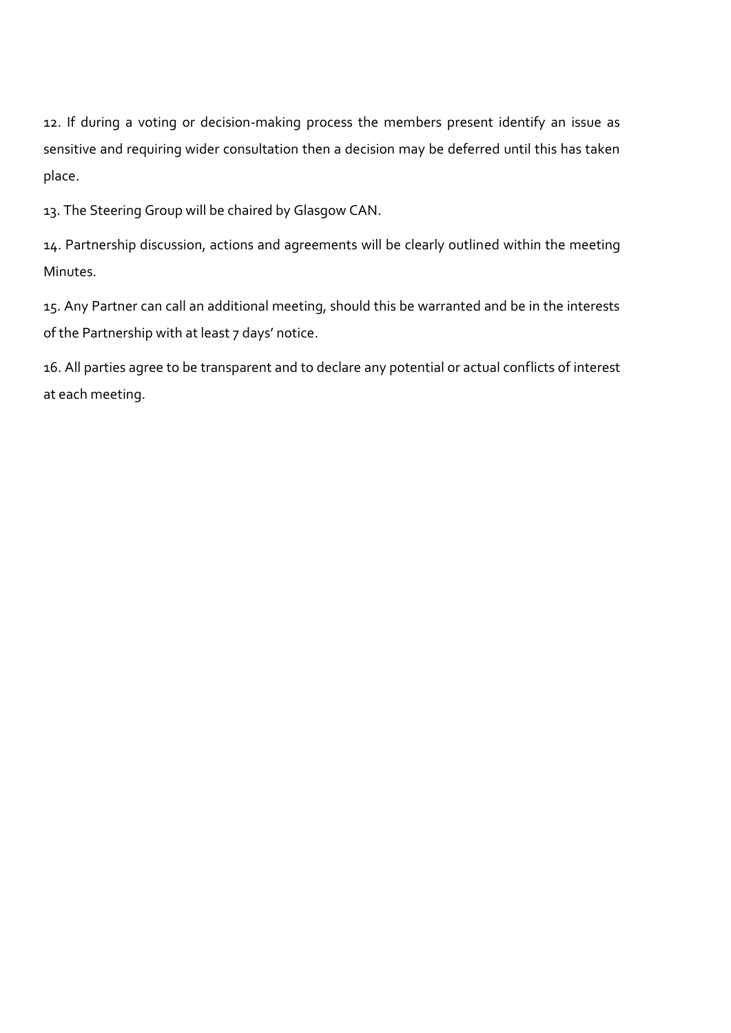12. If during a voting or decision-making process the members present identify an issue as sensitive and requiring wider consultation then a decision may be deferred until this has taken place.

13. The Steering Group will be chaired by Glasgow CAN.

14. Partnership discussion, actions and agreements will be clearly outlined within the meeting Minutes.

15. Any Partner can call an additional meeting, should this be warranted and be in the interests of the Partnership with at least 7 days' notice.

16. All parties agree to be transparent and to declare any potential or actual conflicts of interest at each meeting.